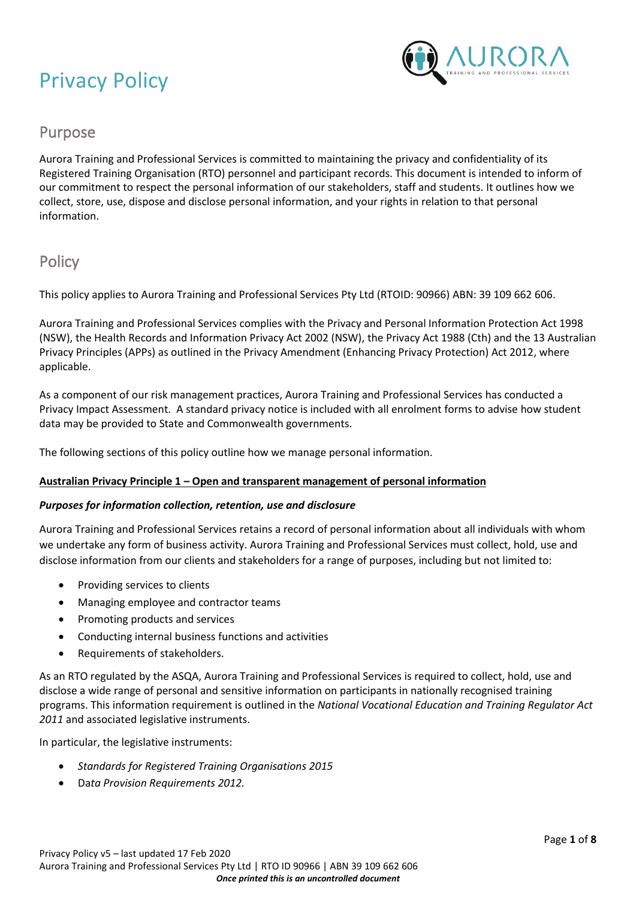# Privacy Policy

## Purpose

Aurora Training and Professional Services is committed to maintaining the privacy and confidentiality of its Registered Training Organisation (RTO) personnel and participant records. This document is intended to inform of our commitment to respect the personal information of our stakeholders, staff and students. It outlines how we collect, store, use, dispose and disclose personal information, and your rights in relation to that personal information.

## Policy

This policy applies to Aurora Training and Professional Services Pty Ltd (RTOID: 90966) ABN: 39 109 662 606.

Aurora Training and Professional Services complies with the Privacy and Personal Information Protection Act 1998 (NSW), the Health Records and Information Privacy Act 2002 (NSW), the Privacy Act 1988 (Cth) and the 13 Australian Privacy Principles (APPs) as outlined in the Privacy Amendment (Enhancing Privacy Protection) Act 2012, where applicable.

As a component of our risk management practices, Aurora Training and Professional Services has conducted a Privacy Impact Assessment. A standard privacy notice is included with all enrolment forms to advise how student data may be provided to State and Commonwealth governments.

The following sections of this policy outline how we manage personal information.

**Australian Privacy Principle 1 – Open and transparent management of personal information**

***Purposes for information collection, retention, use and disclosure***

Aurora Training and Professional Services retains a record of personal information about all individuals with whom we undertake any form of business activity. Aurora Training and Professional Services must collect, hold, use and disclose information from our clients and stakeholders for a range of purposes, including but not limited to:

- Providing services to clients
- Managing employee and contractor teams
- Promoting products and services
- Conducting internal business functions and activities
- Requirements of stakeholders.

As an RTO regulated by the ASQA, Aurora Training and Professional Services is required to collect, hold, use and disclose a wide range of personal and sensitive information on participants in nationally recognised training programs. This information requirement is outlined in the *National Vocational Education and Training Regulator Act 2011* and associated legislative instruments.

In particular, the legislative instruments:

- *Standards for Registered Training Organisations 2015*
- Dat*a Provision Requirements 2012.*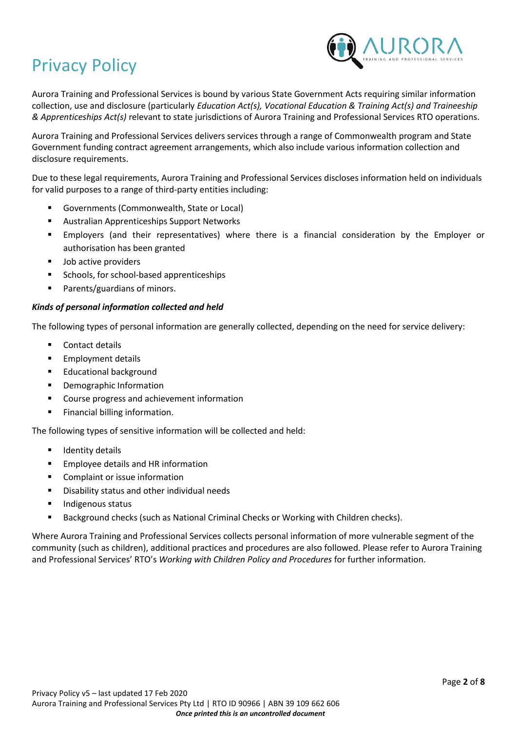# Privacy Policy

Aurora Training and Professional Services is bound by various State Government Acts requiring similar information collection, use and disclosure (particularly *Education Act(s), Vocational Education & Training Act(s) and Traineeship & Apprenticeships Act(s)* relevant to state jurisdictions of Aurora Training and Professional Services RTO operations.

Aurora Training and Professional Services delivers services through a range of Commonwealth program and State Government funding contract agreement arrangements, which also include various information collection and disclosure requirements.

Due to these legal requirements, Aurora Training and Professional Services discloses information held on individuals for valid purposes to a range of third-party entities including:

- Governments (Commonwealth, State or Local)
- Australian Apprenticeships Support Networks
- Employers (and their representatives) where there is a financial consideration by the Employer or authorisation has been granted
- Job active providers
- Schools, for school-based apprenticeships
- Parents/guardians of minors.

***Kinds of personal information collected and held***

The following types of personal information are generally collected, depending on the need for service delivery:

- Contact details
- Employment details
- Educational background
- Demographic Information
- Course progress and achievement information
- Financial billing information.

The following types of sensitive information will be collected and held:

- Identity details
- Employee details and HR information
- Complaint or issue information
- Disability status and other individual needs
- Indigenous status
- Background checks (such as National Criminal Checks or Working with Children checks).

Where Aurora Training and Professional Services collects personal information of more vulnerable segment of the community (such as children), additional practices and procedures are also followed. Please refer to Aurora Training and Professional Services' RTO's *Working with Children Policy and Procedures* for further information.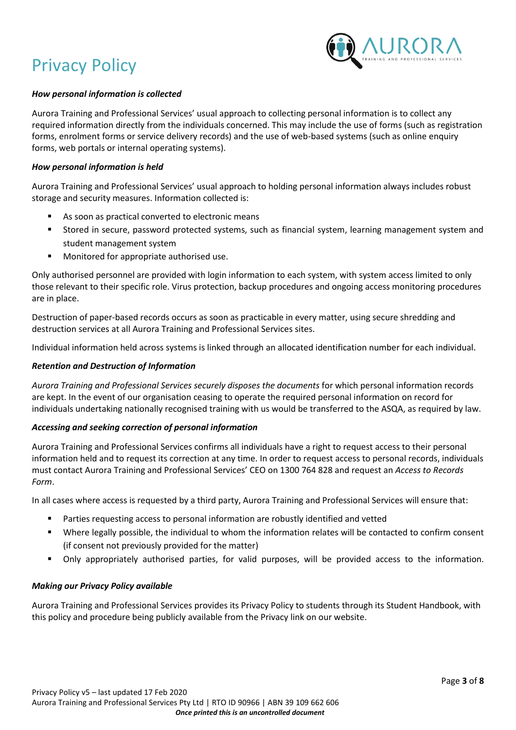# Privacy Policy

***How personal information is collected***

Aurora Training and Professional Services' usual approach to collecting personal information is to collect any required information directly from the individuals concerned. This may include the use of forms (such as registration forms, enrolment forms or service delivery records) and the use of web-based systems (such as online enquiry forms, web portals or internal operating systems).

***How personal information is held***

Aurora Training and Professional Services' usual approach to holding personal information always includes robust storage and security measures. Information collected is:

- As soon as practical converted to electronic means
- Stored in secure, password protected systems, such as financial system, learning management system and student management system
- Monitored for appropriate authorised use.

Only authorised personnel are provided with login information to each system, with system access limited to only those relevant to their specific role. Virus protection, backup procedures and ongoing access monitoring procedures are in place.

Destruction of paper-based records occurs as soon as practicable in every matter, using secure shredding and destruction services at all Aurora Training and Professional Services sites.

Individual information held across systems is linked through an allocated identification number for each individual.

***Retention and Destruction of Information***

*Aurora Training and Professional Services securely disposes the documents* for which personal information records are kept. In the event of our organisation ceasing to operate the required personal information on record for individuals undertaking nationally recognised training with us would be transferred to the ASQA, as required by law.

***Accessing and seeking correction of personal information***

Aurora Training and Professional Services confirms all individuals have a right to request access to their personal information held and to request its correction at any time. In order to request access to personal records, individuals must contact Aurora Training and Professional Services' CEO on 1300 764 828 and request an *Access to Records Form*.

In all cases where access is requested by a third party, Aurora Training and Professional Services will ensure that:

- Parties requesting access to personal information are robustly identified and vetted
- Where legally possible, the individual to whom the information relates will be contacted to confirm consent (if consent not previously provided for the matter)
- Only appropriately authorised parties, for valid purposes, will be provided access to the information.

***Making our Privacy Policy available***

Aurora Training and Professional Services provides its Privacy Policy to students through its Student Handbook, with this policy and procedure being publicly available from the Privacy link on our website.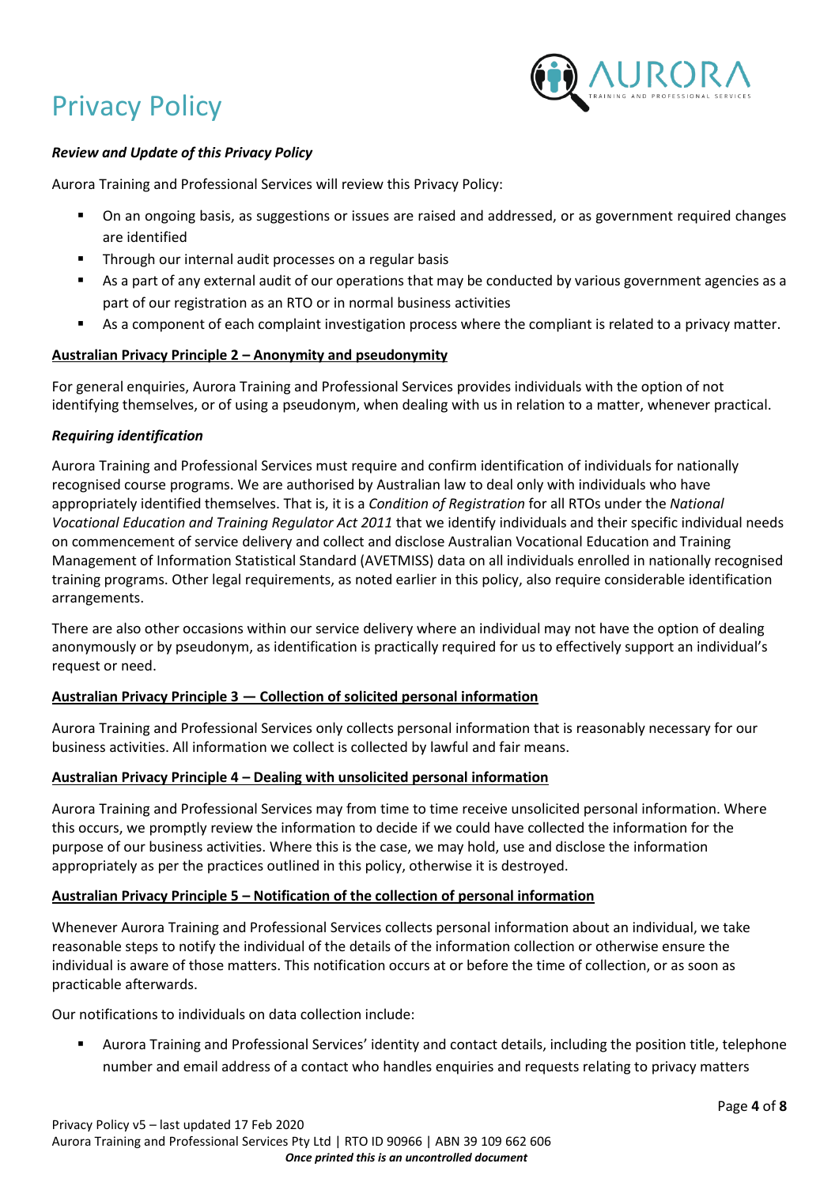# Privacy Policy

***Review and Update of this Privacy Policy***

Aurora Training and Professional Services will review this Privacy Policy:

- On an ongoing basis, as suggestions or issues are raised and addressed, or as government required changes are identified
- Through our internal audit processes on a regular basis
- As a part of any external audit of our operations that may be conducted by various government agencies as a part of our registration as an RTO or in normal business activities
- As a component of each complaint investigation process where the compliant is related to a privacy matter.

## Australian Privacy Principle 2 – Anonymity and pseudonymity

For general enquiries, Aurora Training and Professional Services provides individuals with the option of not identifying themselves, or of using a pseudonym, when dealing with us in relation to a matter, whenever practical.

***Requiring identification***

Aurora Training and Professional Services must require and confirm identification of individuals for nationally recognised course programs. We are authorised by Australian law to deal only with individuals who have appropriately identified themselves. That is, it is a *Condition of Registration* for all RTOs under the *National Vocational Education and Training Regulator Act 2011* that we identify individuals and their specific individual needs on commencement of service delivery and collect and disclose Australian Vocational Education and Training Management of Information Statistical Standard (AVETMISS) data on all individuals enrolled in nationally recognised training programs. Other legal requirements, as noted earlier in this policy, also require considerable identification arrangements.

There are also other occasions within our service delivery where an individual may not have the option of dealing anonymously or by pseudonym, as identification is practically required for us to effectively support an individual's request or need.

## Australian Privacy Principle 3 — Collection of solicited personal information

Aurora Training and Professional Services only collects personal information that is reasonably necessary for our business activities. All information we collect is collected by lawful and fair means.

## Australian Privacy Principle 4 – Dealing with unsolicited personal information

Aurora Training and Professional Services may from time to time receive unsolicited personal information. Where this occurs, we promptly review the information to decide if we could have collected the information for the purpose of our business activities. Where this is the case, we may hold, use and disclose the information appropriately as per the practices outlined in this policy, otherwise it is destroyed.

## Australian Privacy Principle 5 – Notification of the collection of personal information

Whenever Aurora Training and Professional Services collects personal information about an individual, we take reasonable steps to notify the individual of the details of the information collection or otherwise ensure the individual is aware of those matters. This notification occurs at or before the time of collection, or as soon as practicable afterwards.

Our notifications to individuals on data collection include:

- Aurora Training and Professional Services' identity and contact details, including the position title, telephone number and email address of a contact who handles enquiries and requests relating to privacy matters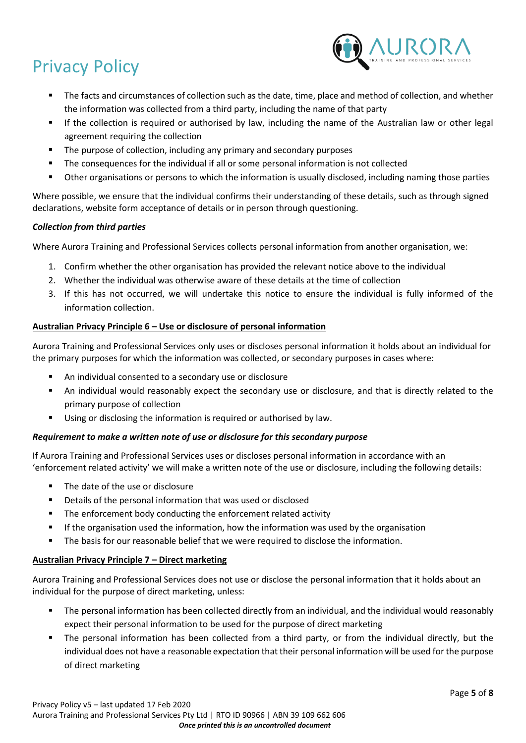- The facts and circumstances of collection such as the date, time, place and method of collection, and whether the information was collected from a third party, including the name of that party
- If the collection is required or authorised by law, including the name of the Australian law or other legal agreement requiring the collection
- The purpose of collection, including any primary and secondary purposes
- The consequences for the individual if all or some personal information is not collected
- Other organisations or persons to which the information is usually disclosed, including naming those parties

Where possible, we ensure that the individual confirms their understanding of these details, such as through signed declarations, website form acceptance of details or in person through questioning.

***Collection from third parties***

Where Aurora Training and Professional Services collects personal information from another organisation, we:

1. Confirm whether the other organisation has provided the relevant notice above to the individual
2. Whether the individual was otherwise aware of these details at the time of collection
3. If this has not occurred, we will undertake this notice to ensure the individual is fully informed of the information collection.

**Australian Privacy Principle 6 – Use or disclosure of personal information**

Aurora Training and Professional Services only uses or discloses personal information it holds about an individual for the primary purposes for which the information was collected, or secondary purposes in cases where:

- An individual consented to a secondary use or disclosure
- An individual would reasonably expect the secondary use or disclosure, and that is directly related to the primary purpose of collection
- Using or disclosing the information is required or authorised by law.

***Requirement to make a written note of use or disclosure for this secondary purpose***

If Aurora Training and Professional Services uses or discloses personal information in accordance with an 'enforcement related activity' we will make a written note of the use or disclosure, including the following details:

- The date of the use or disclosure
- Details of the personal information that was used or disclosed
- The enforcement body conducting the enforcement related activity
- If the organisation used the information, how the information was used by the organisation
- The basis for our reasonable belief that we were required to disclose the information.

**Australian Privacy Principle 7 – Direct marketing**

Aurora Training and Professional Services does not use or disclose the personal information that it holds about an individual for the purpose of direct marketing, unless:

- The personal information has been collected directly from an individual, and the individual would reasonably expect their personal information to be used for the purpose of direct marketing
- The personal information has been collected from a third party, or from the individual directly, but the individual does not have a reasonable expectation that their personal information will be used for the purpose of direct marketing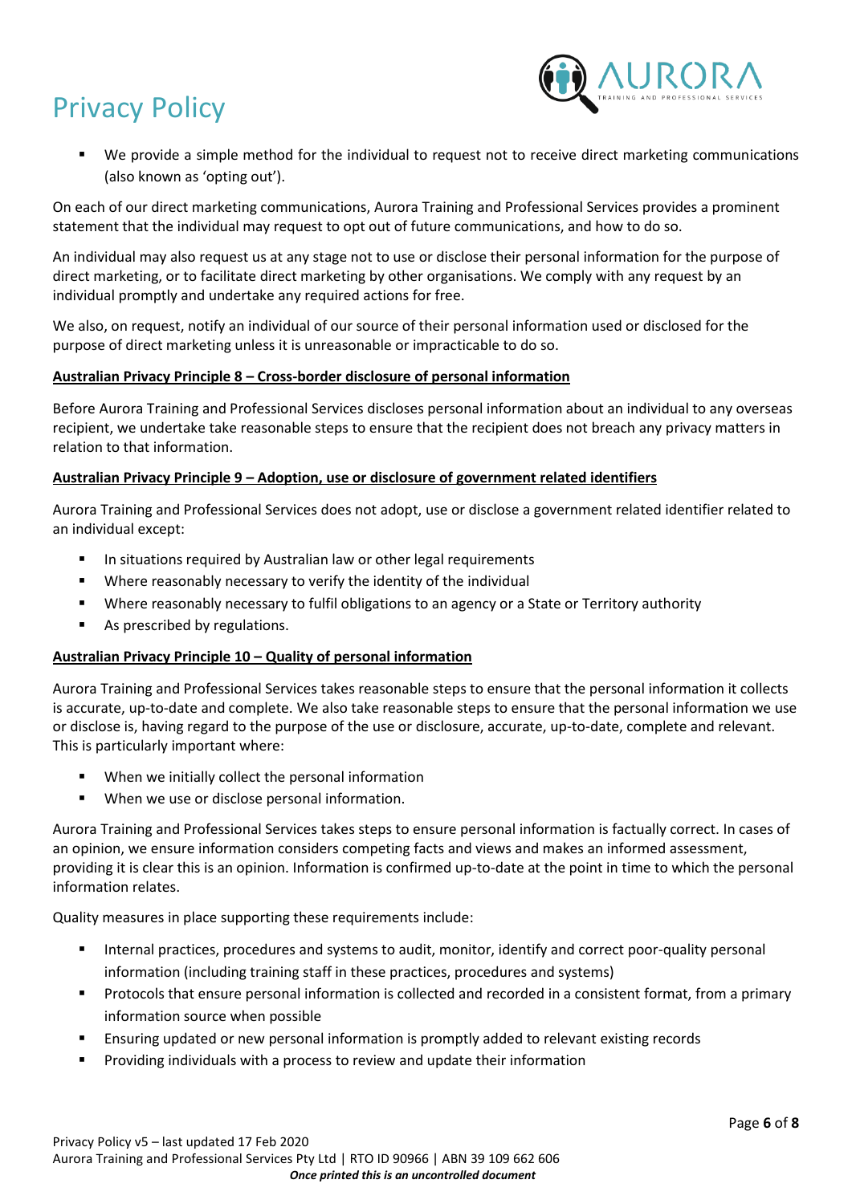- We provide a simple method for the individual to request not to receive direct marketing communications (also known as 'opting out').

On each of our direct marketing communications, Aurora Training and Professional Services provides a prominent statement that the individual may request to opt out of future communications, and how to do so.

An individual may also request us at any stage not to use or disclose their personal information for the purpose of direct marketing, or to facilitate direct marketing by other organisations. We comply with any request by an individual promptly and undertake any required actions for free.

We also, on request, notify an individual of our source of their personal information used or disclosed for the purpose of direct marketing unless it is unreasonable or impracticable to do so.

### Australian Privacy Principle 8 – Cross-border disclosure of personal information

Before Aurora Training and Professional Services discloses personal information about an individual to any overseas recipient, we undertake take reasonable steps to ensure that the recipient does not breach any privacy matters in relation to that information.

### Australian Privacy Principle 9 – Adoption, use or disclosure of government related identifiers

Aurora Training and Professional Services does not adopt, use or disclose a government related identifier related to an individual except:

- In situations required by Australian law or other legal requirements
- Where reasonably necessary to verify the identity of the individual
- Where reasonably necessary to fulfil obligations to an agency or a State or Territory authority
- As prescribed by regulations.

### Australian Privacy Principle 10 – Quality of personal information

Aurora Training and Professional Services takes reasonable steps to ensure that the personal information it collects is accurate, up-to-date and complete. We also take reasonable steps to ensure that the personal information we use or disclose is, having regard to the purpose of the use or disclosure, accurate, up-to-date, complete and relevant. This is particularly important where:

- When we initially collect the personal information
- When we use or disclose personal information.

Aurora Training and Professional Services takes steps to ensure personal information is factually correct. In cases of an opinion, we ensure information considers competing facts and views and makes an informed assessment, providing it is clear this is an opinion. Information is confirmed up-to-date at the point in time to which the personal information relates.

Quality measures in place supporting these requirements include:

- Internal practices, procedures and systems to audit, monitor, identify and correct poor-quality personal information (including training staff in these practices, procedures and systems)
- Protocols that ensure personal information is collected and recorded in a consistent format, from a primary information source when possible
- Ensuring updated or new personal information is promptly added to relevant existing records
- Providing individuals with a process to review and update their information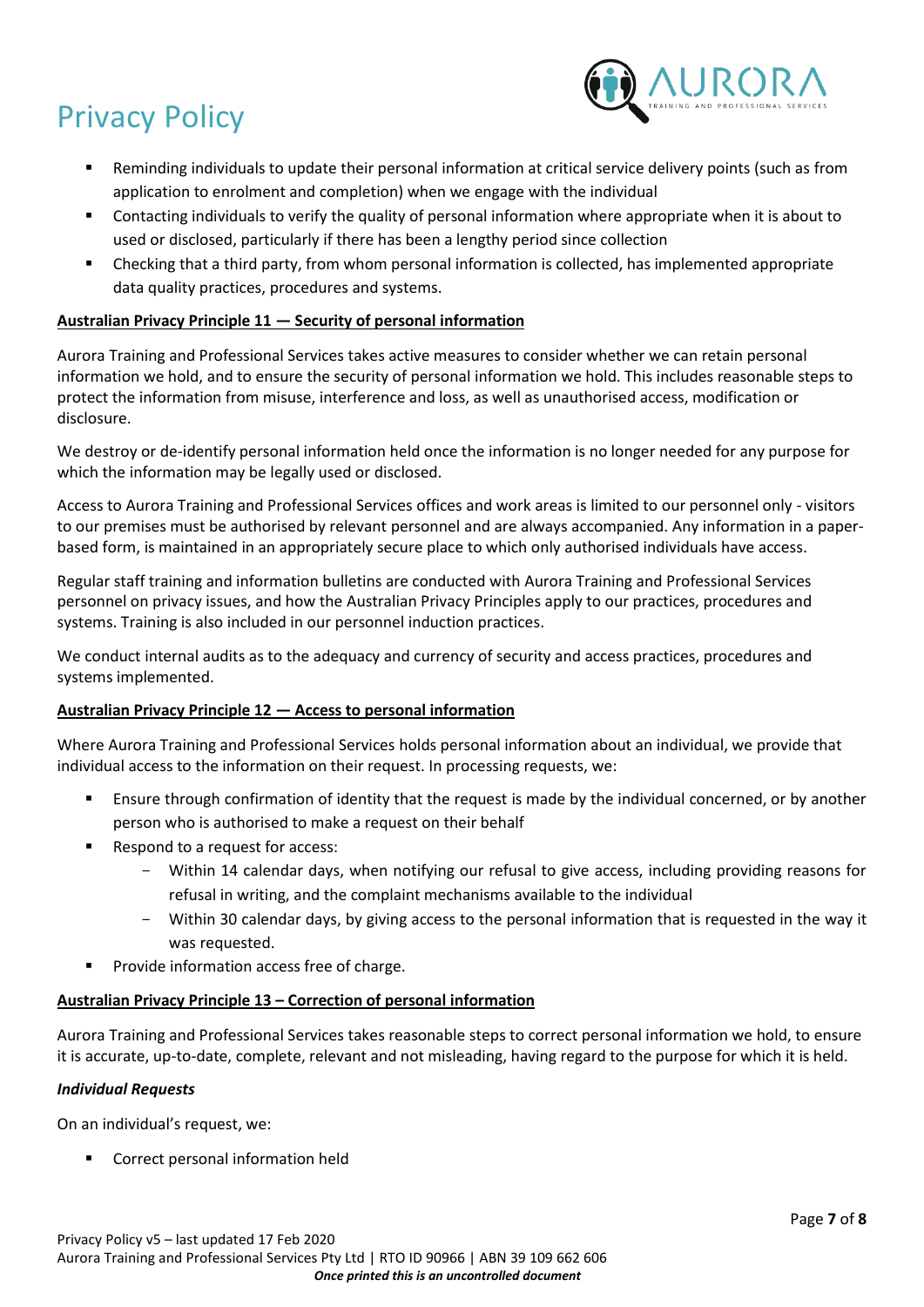- Reminding individuals to update their personal information at critical service delivery points (such as from application to enrolment and completion) when we engage with the individual
- Contacting individuals to verify the quality of personal information where appropriate when it is about to used or disclosed, particularly if there has been a lengthy period since collection
- Checking that a third party, from whom personal information is collected, has implemented appropriate data quality practices, procedures and systems.

**Australian Privacy Principle 11 — Security of personal information**

Aurora Training and Professional Services takes active measures to consider whether we can retain personal information we hold, and to ensure the security of personal information we hold. This includes reasonable steps to protect the information from misuse, interference and loss, as well as unauthorised access, modification or disclosure.

We destroy or de-identify personal information held once the information is no longer needed for any purpose for which the information may be legally used or disclosed.

Access to Aurora Training and Professional Services offices and work areas is limited to our personnel only - visitors to our premises must be authorised by relevant personnel and are always accompanied. Any information in a paper-based form, is maintained in an appropriately secure place to which only authorised individuals have access.

Regular staff training and information bulletins are conducted with Aurora Training and Professional Services personnel on privacy issues, and how the Australian Privacy Principles apply to our practices, procedures and systems. Training is also included in our personnel induction practices.

We conduct internal audits as to the adequacy and currency of security and access practices, procedures and systems implemented.

**Australian Privacy Principle 12 — Access to personal information**

Where Aurora Training and Professional Services holds personal information about an individual, we provide that individual access to the information on their request. In processing requests, we:

- Ensure through confirmation of identity that the request is made by the individual concerned, or by another person who is authorised to make a request on their behalf
- Respond to a request for access:
  - Within 14 calendar days, when notifying our refusal to give access, including providing reasons for refusal in writing, and the complaint mechanisms available to the individual
  - Within 30 calendar days, by giving access to the personal information that is requested in the way it was requested.
- Provide information access free of charge.

**Australian Privacy Principle 13 – Correction of personal information**

Aurora Training and Professional Services takes reasonable steps to correct personal information we hold, to ensure it is accurate, up-to-date, complete, relevant and not misleading, having regard to the purpose for which it is held.

***Individual Requests***

On an individual's request, we:

- Correct personal information held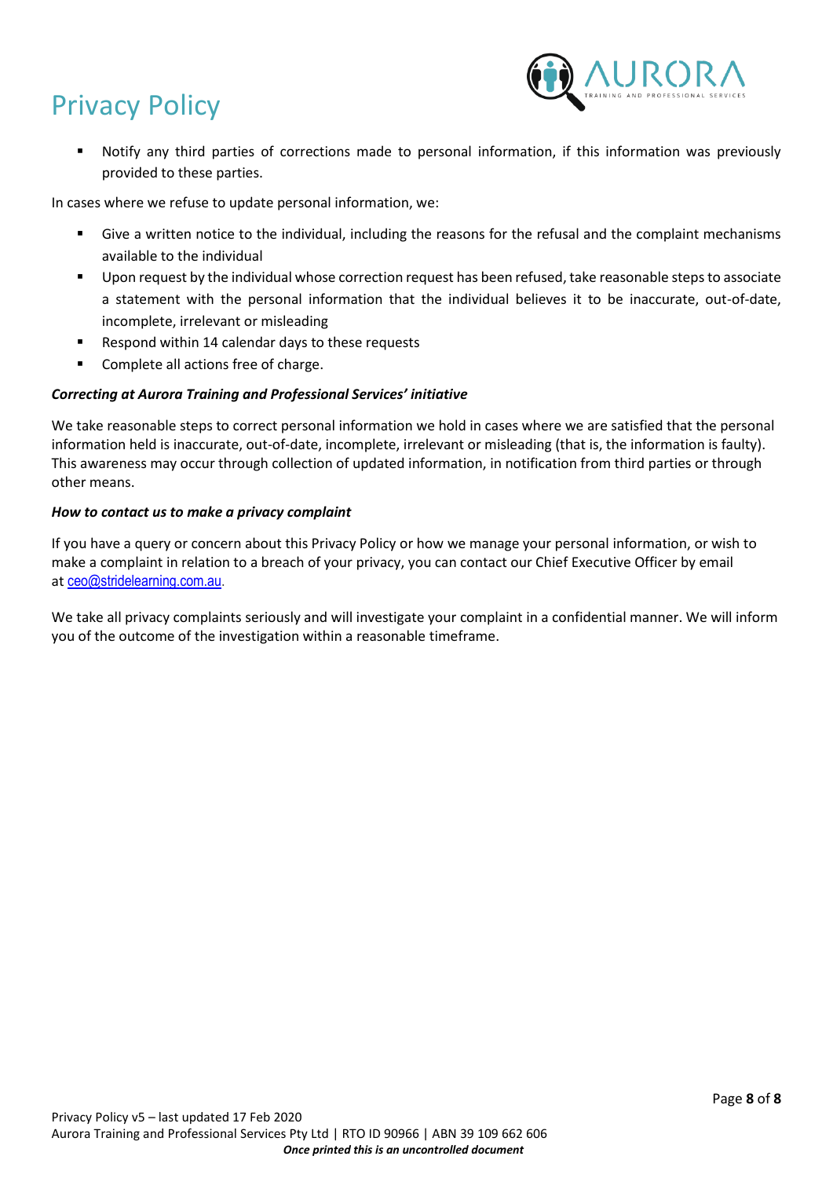- Notify any third parties of corrections made to personal information, if this information was previously provided to these parties.

In cases where we refuse to update personal information, we:

- Give a written notice to the individual, including the reasons for the refusal and the complaint mechanisms available to the individual
- Upon request by the individual whose correction request has been refused, take reasonable steps to associate a statement with the personal information that the individual believes it to be inaccurate, out-of-date, incomplete, irrelevant or misleading
- Respond within 14 calendar days to these requests
- Complete all actions free of charge.

***Correcting at Aurora Training and Professional Services' initiative***

We take reasonable steps to correct personal information we hold in cases where we are satisfied that the personal information held is inaccurate, out-of-date, incomplete, irrelevant or misleading (that is, the information is faulty). This awareness may occur through collection of updated information, in notification from third parties or through other means.

***How to contact us to make a privacy complaint***

If you have a query or concern about this Privacy Policy or how we manage your personal information, or wish to make a complaint in relation to a breach of your privacy, you can contact our Chief Executive Officer by email at ceo@stridelearning.com.au.

We take all privacy complaints seriously and will investigate your complaint in a confidential manner. We will inform you of the outcome of the investigation within a reasonable timeframe.